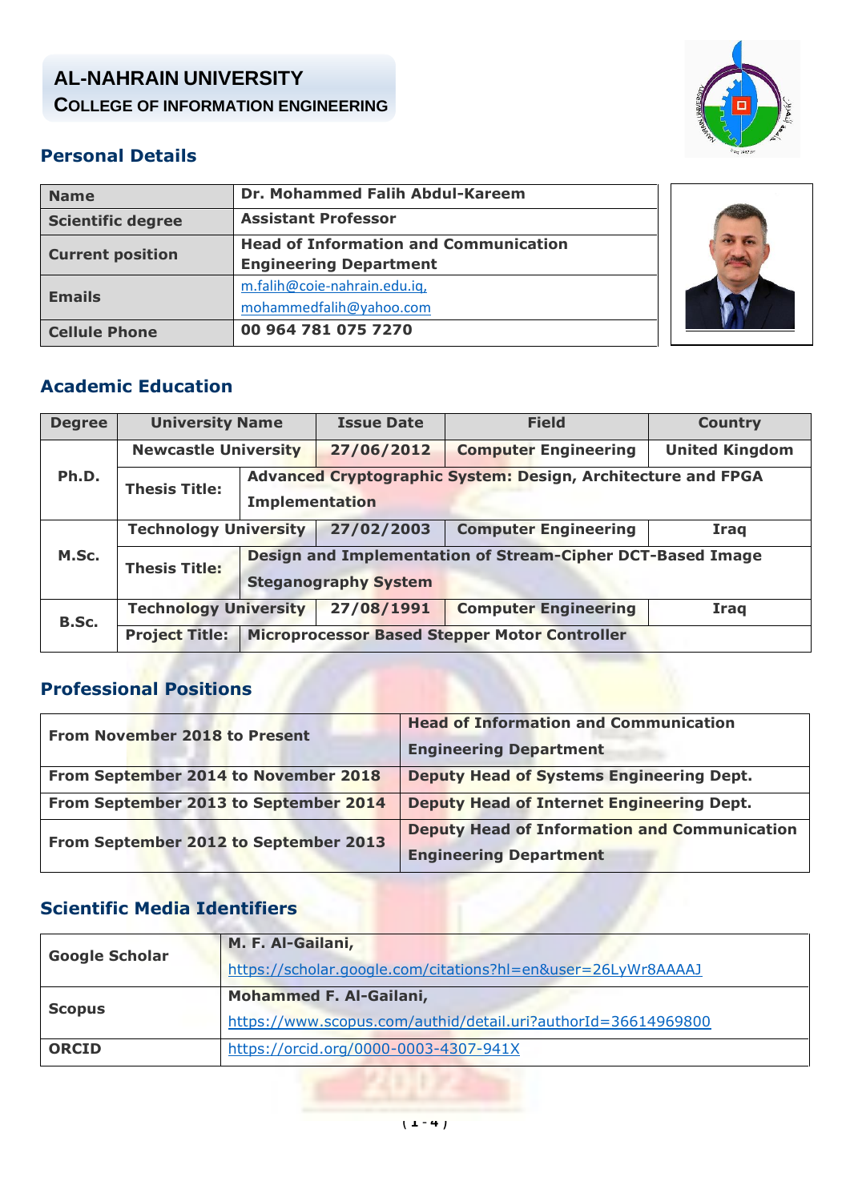**AL-NAHRAIN UNIVERSITY**
**COLLEGE OF INFORMATION ENGINEERING**

## Personal Details

| | |
|---|---|
| **Name** | **Dr. Mohammed Falih Abdul-Kareem** |
| **Scientific degree** | **Assistant Professor** |
| **Current position** | **Head of Information and Communication Engineering Department** |
| **Emails** | m.falih@coie-nahrain.edu.iq, mohammedfalih@yahoo.com |
| **Cellule Phone** | **00 964 781 075 7270** |

## Academic Education

| Degree | University Name | | Issue Date | Field | Country |
|---|---|---|---|---|---|
| **Ph.D.** | **Newcastle University** | | **27/06/2012** | **Computer Engineering** | **United Kingdom** |
| | **Thesis Title:** | **Advanced Cryptographic System: Design, Architecture and FPGA Implementation** | | | |
| **M.Sc.** | **Technology University** | | **27/02/2003** | **Computer Engineering** | **Iraq** |
| | **Thesis Title:** | **Design and Implementation of Stream-Cipher DCT-Based Image Steganography System** | | | |
| **B.Sc.** | **Technology University** | | **27/08/1991** | **Computer Engineering** | **Iraq** |
| | **Project Title:** | **Microprocessor Based Stepper Motor Controller** | | | |

## Professional Positions

| | |
|---|---|
| **From November 2018 to Present** | **Head of Information and Communication Engineering Department** |
| **From September 2014 to November 2018** | **Deputy Head of Systems Engineering Dept.** |
| **From September 2013 to September 2014** | **Deputy Head of Internet Engineering Dept.** |
| **From September 2012 to September 2013** | **Deputy Head of Information and Communication Engineering Department** |

## Scientific Media Identifiers

| | |
|---|---|
| **Google Scholar** | **M. F. Al-Gailani,** https://scholar.google.com/citations?hl=en&user=26LyWr8AAAAJ |
| **Scopus** | **Mohammed F. Al-Gailani,** https://www.scopus.com/authid/detail.uri?authorId=36614969800 |
| **ORCID** | https://orcid.org/0000-0003-4307-941X |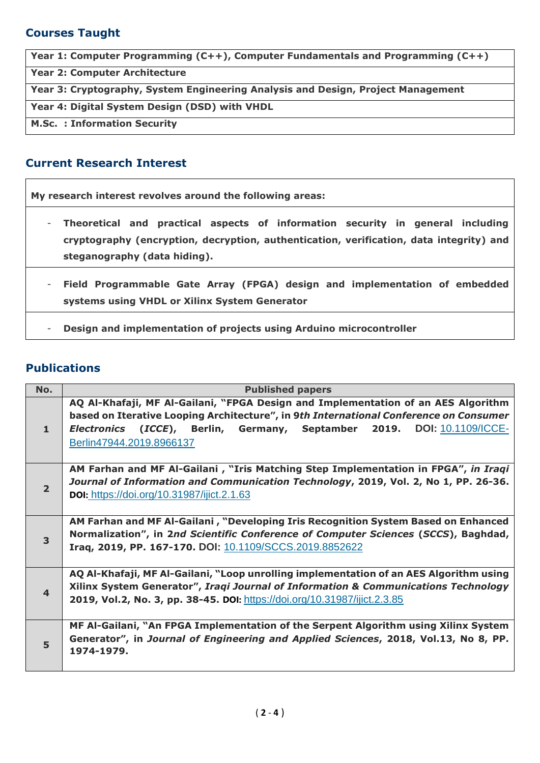## Courses Taught

| |
|---|
| **Year 1: Computer Programming (C++), Computer Fundamentals and Programming (C++)** |
| **Year 2: Computer Architecture** |
| **Year 3: Cryptography, System Engineering Analysis and Design, Project Management** |
| **Year 4: Digital System Design (DSD) with VHDL** |
| **M.Sc. : Information Security** |

## Current Research Interest

**My research interest revolves around the following areas:**

- **Theoretical and practical aspects of information security in general including cryptography (encryption, decryption, authentication, verification, data integrity) and steganography (data hiding).**
- **Field Programmable Gate Array (FPGA) design and implementation of embedded systems using VHDL or Xilinx System Generator**
- **Design and implementation of projects using Arduino microcontroller**

## Publications

| No. | Published papers |
|---|---|
| **1** | **AQ Al-Khafaji, MF Al-Gailani, "FPGA Design and Implementation of an AES Algorithm based on Iterative Looping Architecture", in 9*th International Conference on Consumer Electronics* (*ICCE*), Berlin, Germany, September 2019.** DOI: 10.1109/ICCE-Berlin47944.2019.8966137 |
| **2** | **AM Farhan and MF Al-Gailani , "Iris Matching Step Implementation in FPGA", *in Iraqi Journal of Information and Communication Technology*, 2019, Vol. 2, No 1, PP. 26-36. DOI:** https://doi.org/10.31987/ijict.2.1.63 |
| **3** | **AM Farhan and MF Al-Gailani , "Developing Iris Recognition System Based on Enhanced Normalization", in 2*nd Scientific Conference of Computer Sciences* (*SCCS*), Baghdad, Iraq, 2019, PP. 167-170.** DOI: 10.1109/SCCS.2019.8852622 |
| **4** | **AQ Al-Khafaji, MF Al-Gailani, "Loop unrolling implementation of an AES Algorithm using Xilinx System Generator", *Iraqi Journal of Information & Communications Technology* 2019, Vol.2, No. 3, pp. 38-45. DOI:** https://doi.org/10.31987/ijict.2.3.85 |
| **5** | **MF Al-Gailani, "An FPGA Implementation of the Serpent Algorithm using Xilinx System Generator", in *Journal of Engineering and Applied Sciences*, 2018, Vol.13, No 8, PP. 1974-1979.** |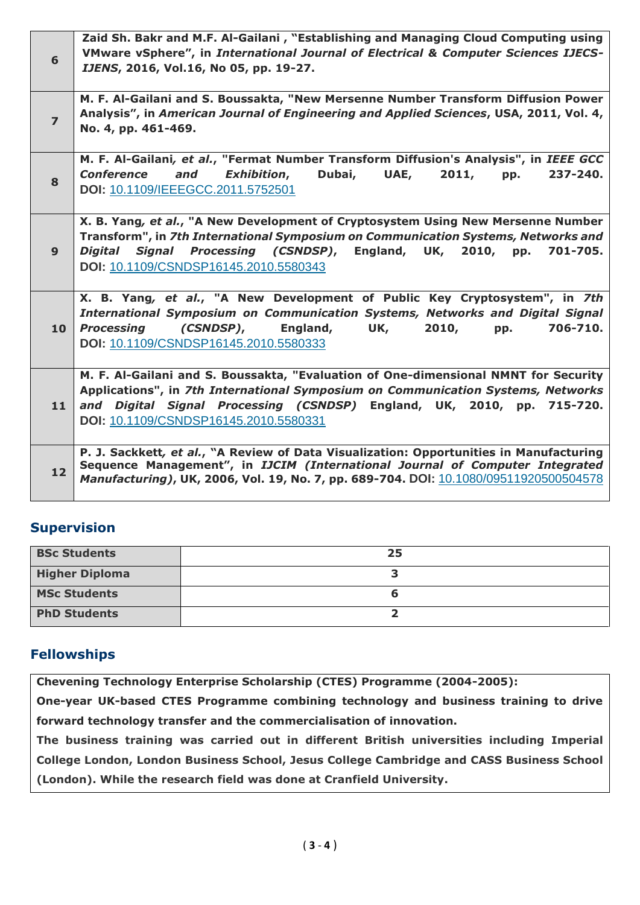| | |
|---|---|
| **6** | **Zaid Sh. Bakr and M.F. Al-Gailani , "Establishing and Managing Cloud Computing using VMware vSphere", in *International Journal of Electrical & Computer Sciences IJECS-IJENS*, 2016, Vol.16, No 05, pp. 19-27.** |
| **7** | **M. F. Al-Gailani and S. Boussakta, "New Mersenne Number Transform Diffusion Power Analysis", in *American Journal of Engineering and Applied Sciences*, USA, 2011, Vol. 4, No. 4, pp. 461-469.** |
| **8** | **M. F. Al-Gailani*, et al.*, "Fermat Number Transform Diffusion's Analysis", in *IEEE GCC Conference and Exhibition*, Dubai, UAE, 2011, pp. 237-240. DOI:** 10.1109/IEEEGCC.2011.5752501 |
| **9** | **X. B. Yang*, et al.*, "A New Development of Cryptosystem Using New Mersenne Number Transform", in *7th International Symposium on Communication Systems, Networks and Digital Signal Processing (CSNDSP)*, England, UK, 2010, pp. 701-705. DOI:** 10.1109/CSNDSP16145.2010.5580343 |
| **10** | **X. B. Yang*, et al.*, "A New Development of Public Key Cryptosystem", in *7th International Symposium on Communication Systems, Networks and Digital Signal Processing (CSNDSP)*, England, UK, 2010, pp. 706-710. DOI:** 10.1109/CSNDSP16145.2010.5580333 |
| **11** | **M. F. Al-Gailani and S. Boussakta, "Evaluation of One-dimensional NMNT for Security Applications", in *7th International Symposium on Communication Systems, Networks and Digital Signal Processing (CSNDSP)* England, UK, 2010, pp. 715-720. DOI:** 10.1109/CSNDSP16145.2010.5580331 |
| **12** | **P. J. Sackkett*, et al.*, "A Review of Data Visualization: Opportunities in Manufacturing Sequence Management", in *IJCIM (International Journal of Computer Integrated Manufacturing)*, UK, 2006, Vol. 19, No. 7, pp. 689-704.** DOI: 10.1080/09511920500504578 |

## Supervision

| | |
|---|---|
| **BSc Students** | **25** |
| **Higher Diploma** | **3** |
| **MSc Students** | **6** |
| **PhD Students** | **2** |

## Fellowships

**Chevening Technology Enterprise Scholarship (CTES) Programme (2004-2005):**

**One-year UK-based CTES Programme combining technology and business training to drive forward technology transfer and the commercialisation of innovation.**

**The business training was carried out in different British universities including Imperial College London, London Business School, Jesus College Cambridge and CASS Business School (London). While the research field was done at Cranfield University.**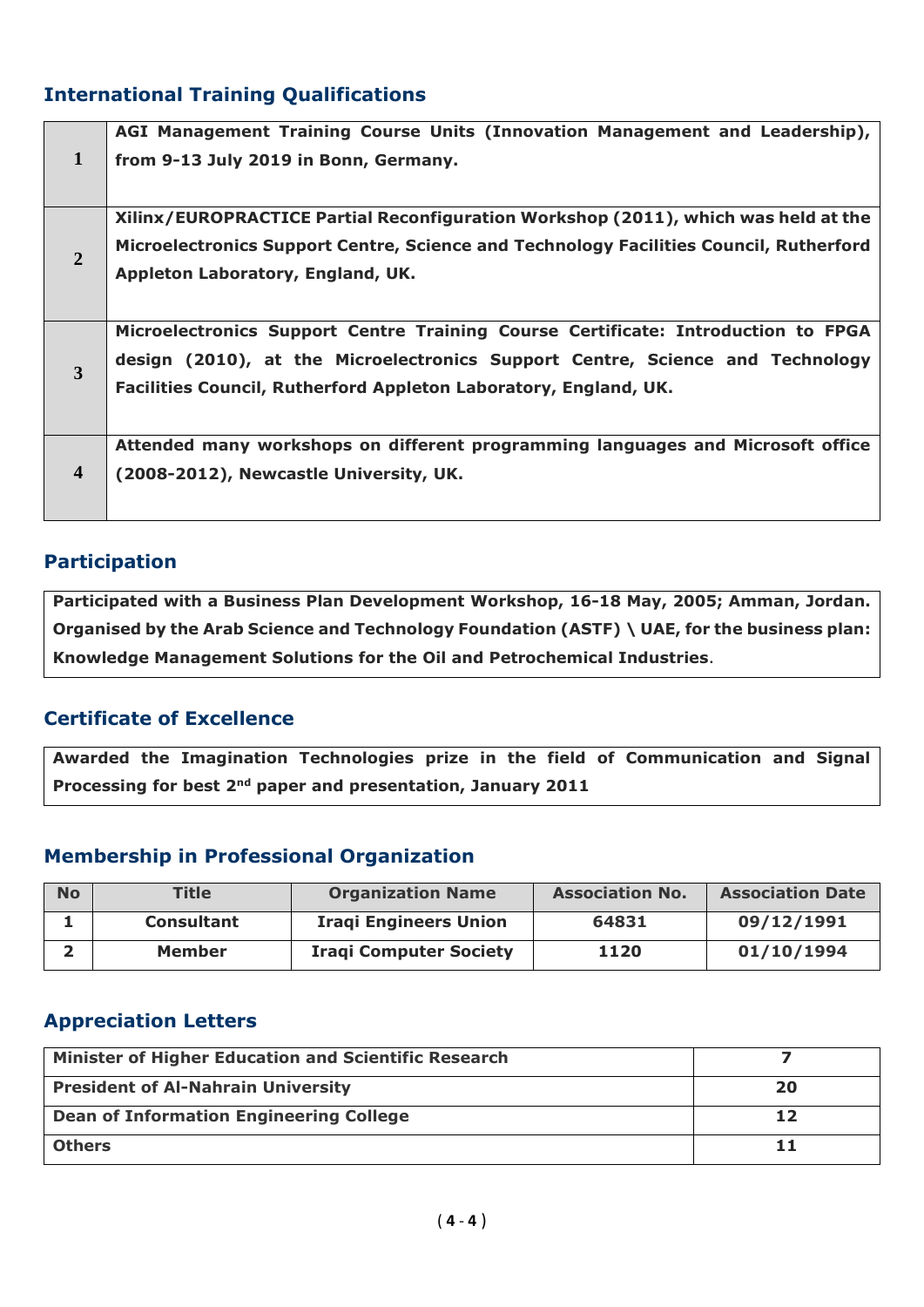## International Training Qualifications

| | |
|---|---|
| 1 | **AGI Management Training Course Units (Innovation Management and Leadership), from 9-13 July 2019 in Bonn, Germany.** |
| 2 | **Xilinx/EUROPRACTICE Partial Reconfiguration Workshop (2011), which was held at the Microelectronics Support Centre, Science and Technology Facilities Council, Rutherford Appleton Laboratory, England, UK.** |
| 3 | **Microelectronics Support Centre Training Course Certificate: Introduction to FPGA design (2010), at the Microelectronics Support Centre, Science and Technology Facilities Council, Rutherford Appleton Laboratory, England, UK.** |
| 4 | **Attended many workshops on different programming languages and Microsoft office (2008-2012), Newcastle University, UK.** |

## Participation

**Participated with a Business Plan Development Workshop, 16-18 May, 2005; Amman, Jordan. Organised by the Arab Science and Technology Foundation (ASTF) \ UAE, for the business plan: Knowledge Management Solutions for the Oil and Petrochemical Industries**.

## Certificate of Excellence

**Awarded the Imagination Technologies prize in the field of Communication and Signal Processing for best 2nd paper and presentation, January 2011**

## Membership in Professional Organization

| No | Title | Organization Name | Association No. | Association Date |
|---|---|---|---|---|
| 1 | Consultant | Iraqi Engineers Union | 64831 | 09/12/1991 |
| 2 | Member | Iraqi Computer Society | 1120 | 01/10/1994 |

## Appreciation Letters

| | |
|---|---|
| Minister of Higher Education and Scientific Research | 7 |
| President of Al-Nahrain University | 20 |
| Dean of Information Engineering College | 12 |
| Others | 11 |